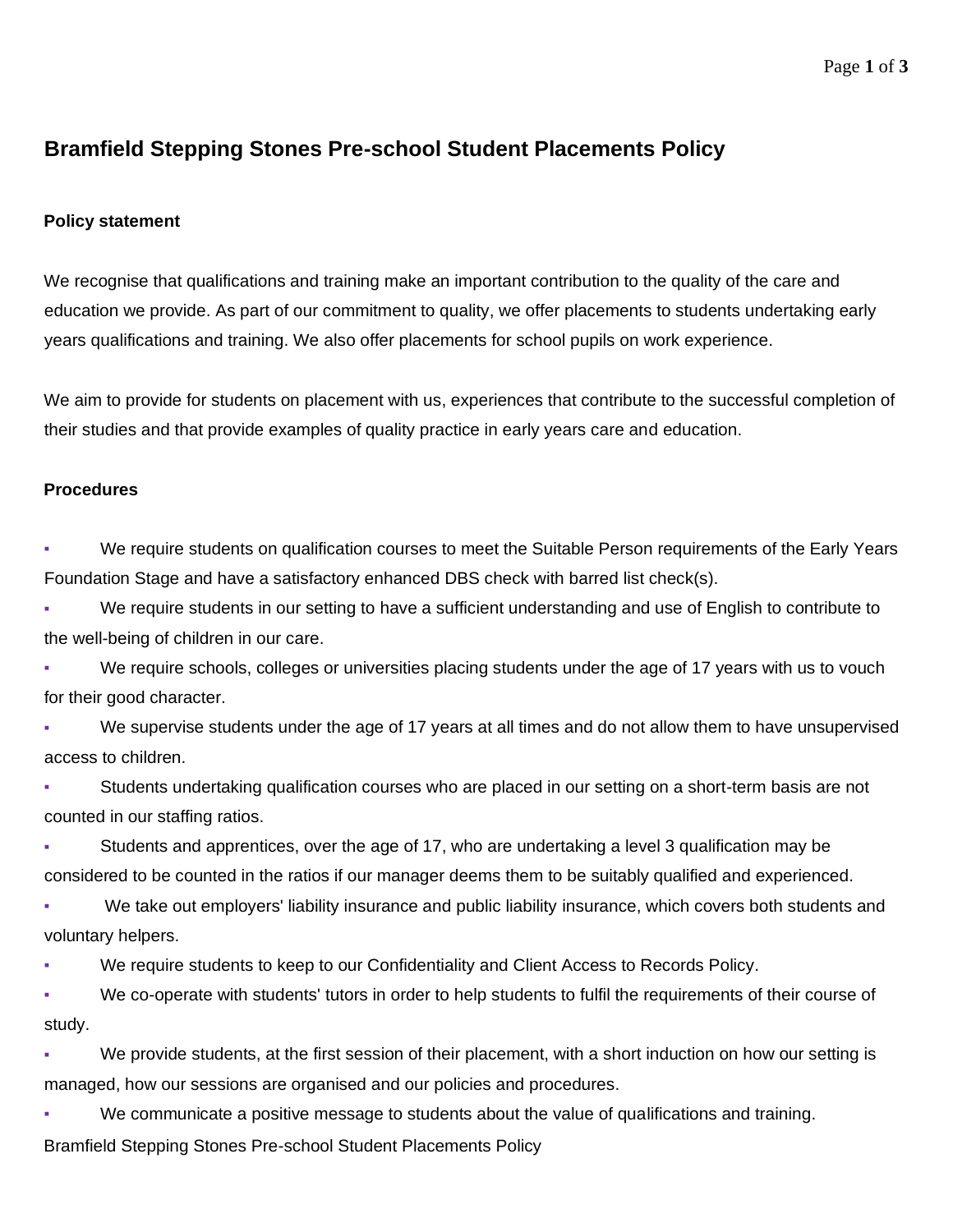# Bramfield Stepping Stones Pre-school Student Placements Policy

### Policy statement

We recognise that qualifications and training make an important contribution to the quality of the care and education we provide. As part of our commitment to quality, we offer placements to students undertaking early years qualifications and training. We also offer placements for school pupils on work experience.

We aim to provide for students on placement with us, experiences that contribute to the successful completion of their studies and that provide examples of quality practice in early years care and education.

### Procedures

- We require students on qualification courses to meet the Suitable Person requirements of the Early Years Foundation Stage and have a satisfactory enhanced DBS check with barred list check(s).
- We require students in our setting to have a sufficient understanding and use of English to contribute to the well-being of children in our care.
- We require schools, colleges or universities placing students under the age of 17 years with us to vouch for their good character.
- We supervise students under the age of 17 years at all times and do not allow them to have unsupervised access to children.
- Students undertaking qualification courses who are placed in our setting on a short-term basis are not counted in our staffing ratios.
- Students and apprentices, over the age of 17, who are undertaking a level 3 qualification may be considered to be counted in the ratios if our manager deems them to be suitably qualified and experienced.
- We take out employers' liability insurance and public liability insurance, which covers both students and voluntary helpers.
- We require students to keep to our Confidentiality and Client Access to Records Policy.
- We co-operate with students' tutors in order to help students to fulfil the requirements of their course of study.
- We provide students, at the first session of their placement, with a short induction on how our setting is managed, how our sessions are organised and our policies and procedures.
- We communicate a positive message to students about the value of qualifications and training.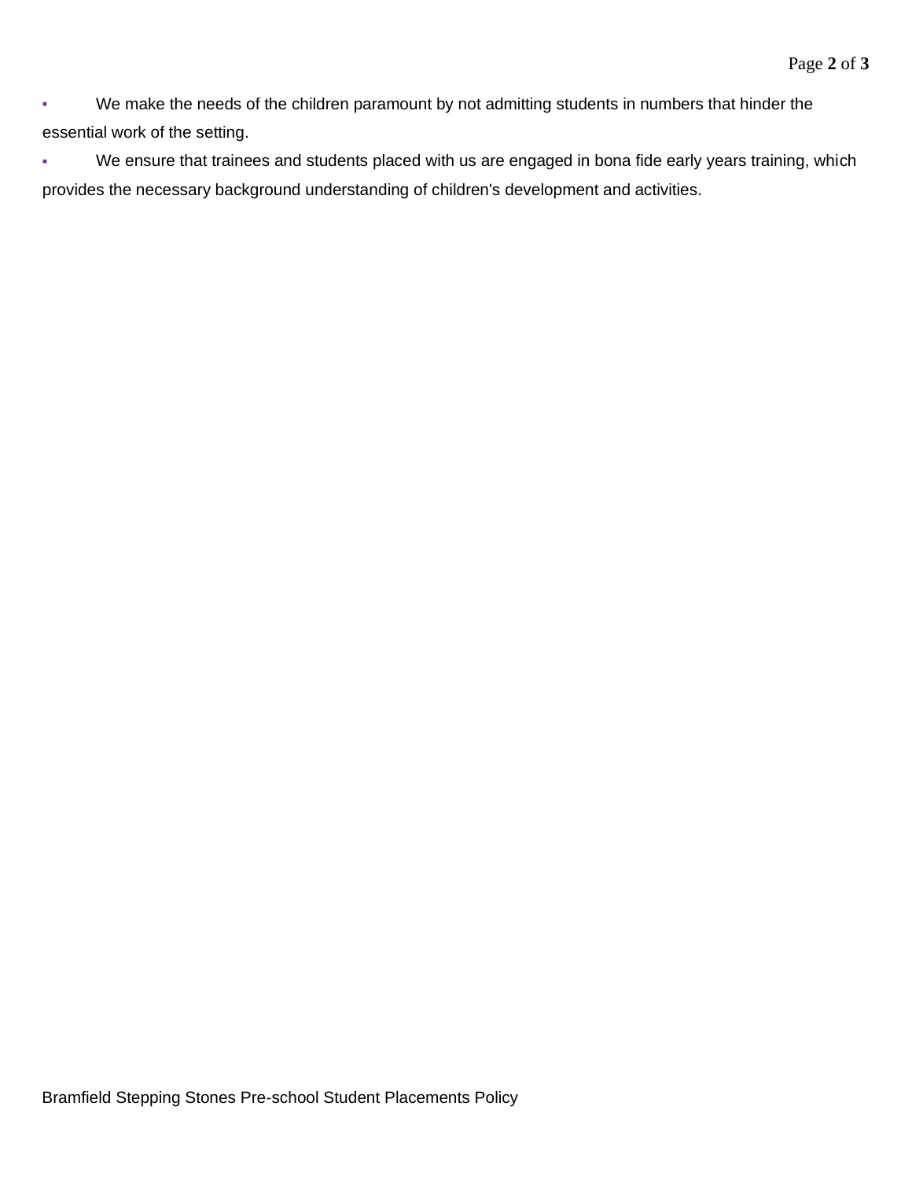- We make the needs of the children paramount by not admitting students in numbers that hinder the essential work of the setting.
- We ensure that trainees and students placed with us are engaged in bona fide early years training, which provides the necessary background understanding of children's development and activities.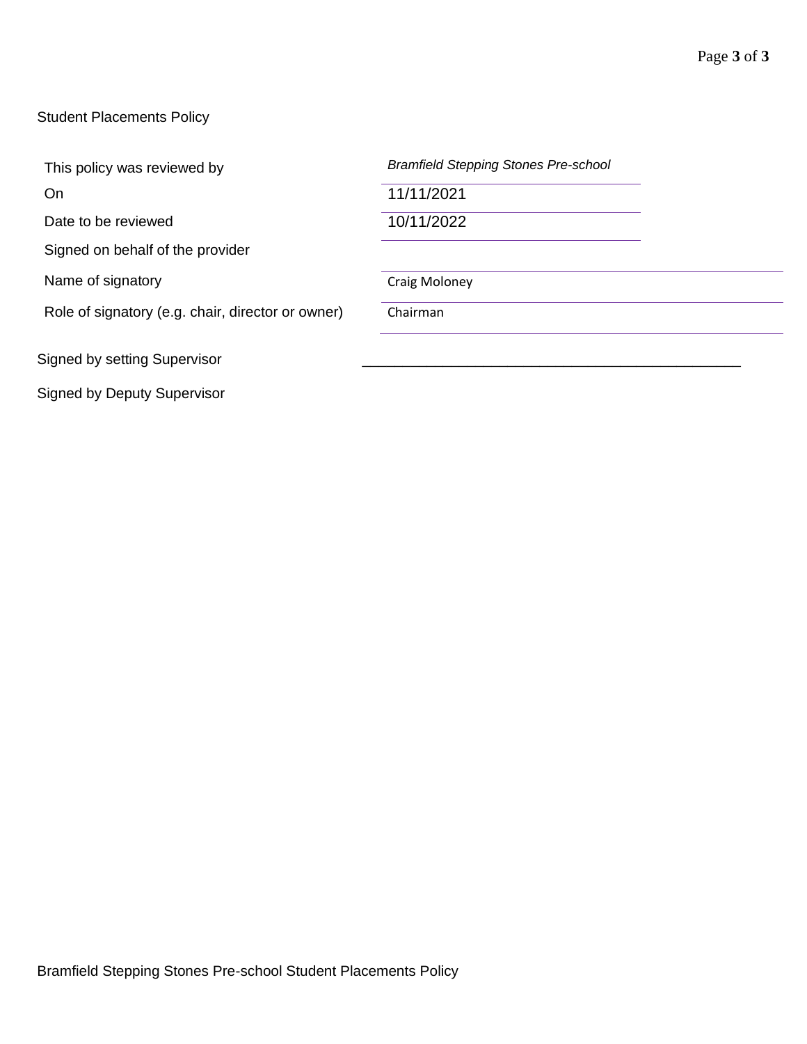Student Placements Policy

| | |
|---|---|
| This policy was reviewed by | *Bramfield Stepping Stones Pre-school* |
| On | 11/11/2021 |
| Date to be reviewed | 10/11/2022 |
| Signed on behalf of the provider | |
| Name of signatory | Craig Moloney |
| Role of signatory (e.g. chair, director or owner) | Chairman |

Signed by setting Supervisor ____________________________________________

Signed by Deputy Supervisor

Bramfield Stepping Stones Pre-school Student Placements Policy